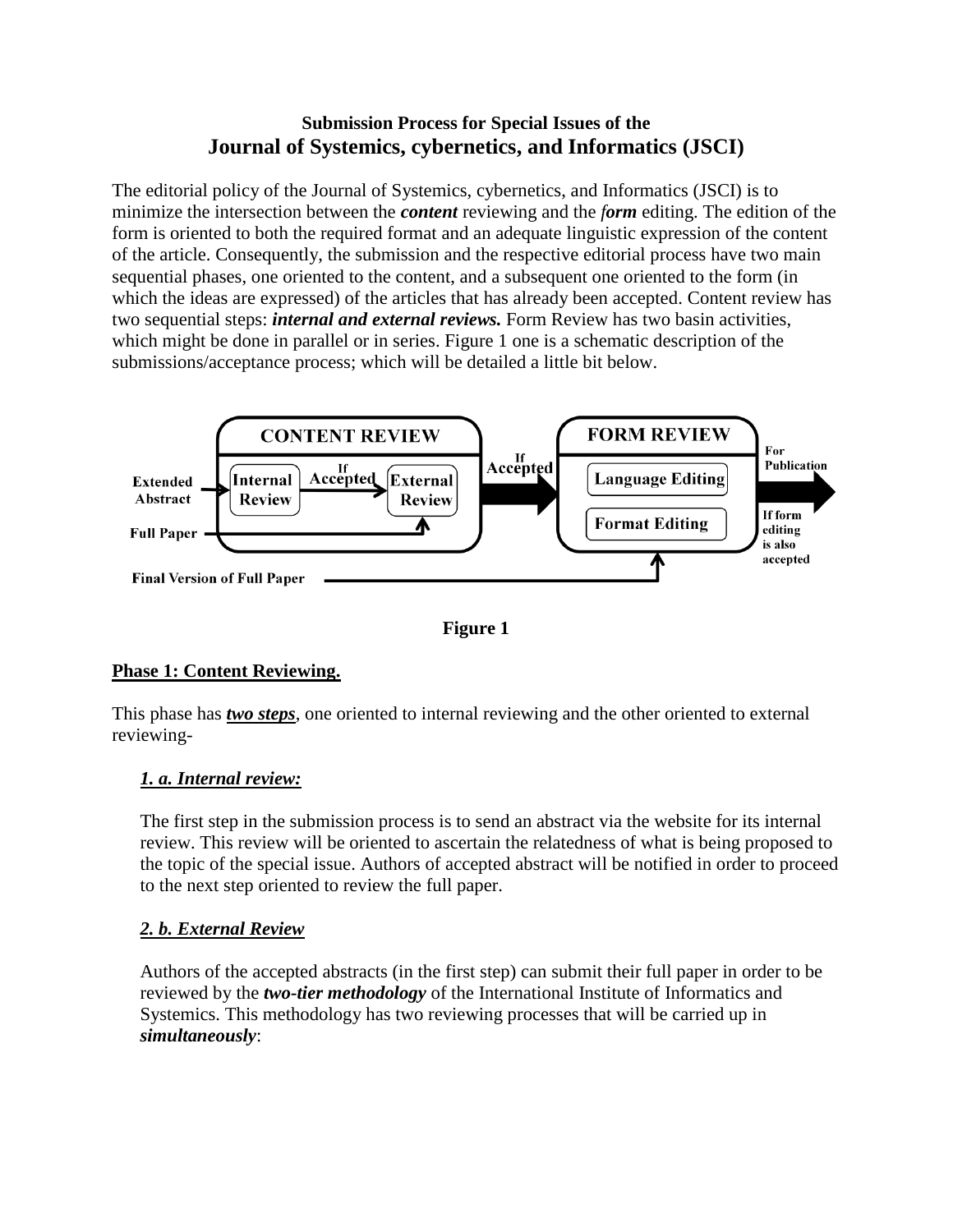**Submission Process for Special Issues of the**

# Journal of Systemics, cybernetics, and Informatics (JSCI)

The editorial policy of the Journal of Systemics, cybernetics, and Informatics (JSCI) is to minimize the intersection between the ***content*** reviewing and the ***form*** editing. The edition of the form is oriented to both the required format and an adequate linguistic expression of the content of the article. Consequently, the submission and the respective editorial process have two main sequential phases, one oriented to the content, and a subsequent one oriented to the form (in which the ideas are expressed) of the articles that has already been accepted. Content review has two sequential steps: ***internal and external reviews.*** Form Review has two basin activities, which might be done in parallel or in series. Figure 1 one is a schematic description of the submissions/acceptance process; which will be detailed a little bit below.

**Figure 1**

## Phase 1: Content Reviewing.

This phase has ***two steps***, one oriented to internal reviewing and the other oriented to external reviewing-

### *1. a. Internal review:*

The first step in the submission process is to send an abstract via the website for its internal review. This review will be oriented to ascertain the relatedness of what is being proposed to the topic of the special issue. Authors of accepted abstract will be notified in order to proceed to the next step oriented to review the full paper.

### *2. b. External Review*

Authors of the accepted abstracts (in the first step) can submit their full paper in order to be reviewed by the ***two-tier methodology*** of the International Institute of Informatics and Systemics. This methodology has two reviewing processes that will be carried up in ***simultaneously***: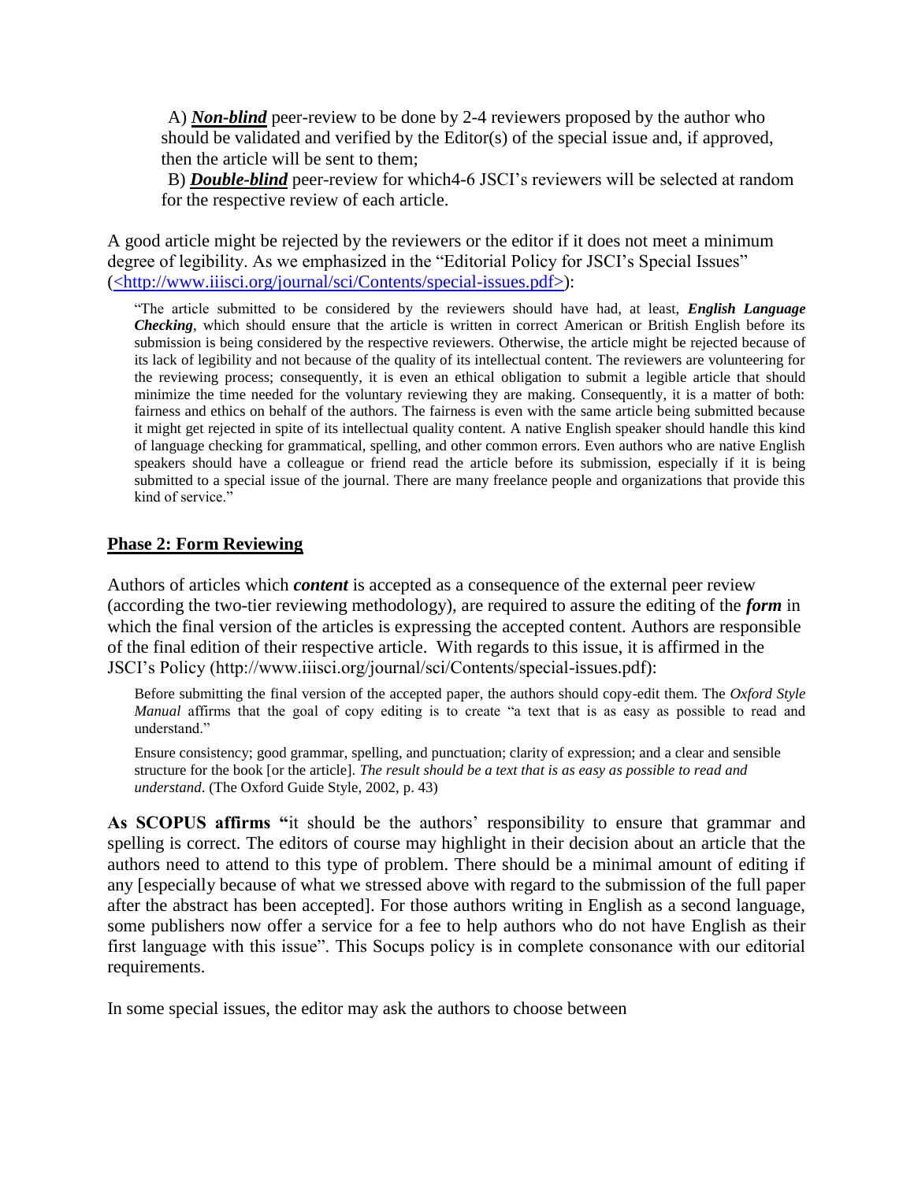A) ***Non-blind*** peer-review to be done by 2-4 reviewers proposed by the author who should be validated and verified by the Editor(s) of the special issue and, if approved, then the article will be sent to them;

B) ***Double-blind*** peer-review for which4-6 JSCI's reviewers will be selected at random for the respective review of each article.

A good article might be rejected by the reviewers or the editor if it does not meet a minimum degree of legibility. As we emphasized in the "Editorial Policy for JSCI's Special Issues" (<http://www.iiisci.org/journal/sci/Contents/special-issues.pdf>):

> "The article submitted to be considered by the reviewers should have had, at least, ***English Language Checking***, which should ensure that the article is written in correct American or British English before its submission is being considered by the respective reviewers. Otherwise, the article might be rejected because of its lack of legibility and not because of the quality of its intellectual content. The reviewers are volunteering for the reviewing process; consequently, it is even an ethical obligation to submit a legible article that should minimize the time needed for the voluntary reviewing they are making. Consequently, it is a matter of both: fairness and ethics on behalf of the authors. The fairness is even with the same article being submitted because it might get rejected in spite of its intellectual quality content. A native English speaker should handle this kind of language checking for grammatical, spelling, and other common errors. Even authors who are native English speakers should have a colleague or friend read the article before its submission, especially if it is being submitted to a special issue of the journal. There are many freelance people and organizations that provide this kind of service."

## Phase 2: Form Reviewing

Authors of articles which ***content*** is accepted as a consequence of the external peer review (according the two-tier reviewing methodology), are required to assure the editing of the ***form*** in which the final version of the articles is expressing the accepted content. Authors are responsible of the final edition of their respective article. With regards to this issue, it is affirmed in the JSCI's Policy (http://www.iiisci.org/journal/sci/Contents/special-issues.pdf):

> Before submitting the final version of the accepted paper, the authors should copy-edit them. The *Oxford Style Manual* affirms that the goal of copy editing is to create "a text that is as easy as possible to read and understand."
>
> Ensure consistency; good grammar, spelling, and punctuation; clarity of expression; and a clear and sensible structure for the book [or the article]. *The result should be a text that is as easy as possible to read and understand*. (The Oxford Guide Style, 2002, p. 43)

**As SCOPUS affirms "**it should be the authors' responsibility to ensure that grammar and spelling is correct. The editors of course may highlight in their decision about an article that the authors need to attend to this type of problem. There should be a minimal amount of editing if any [especially because of what we stressed above with regard to the submission of the full paper after the abstract has been accepted]. For those authors writing in English as a second language, some publishers now offer a service for a fee to help authors who do not have English as their first language with this issue". This Socups policy is in complete consonance with our editorial requirements.

In some special issues, the editor may ask the authors to choose between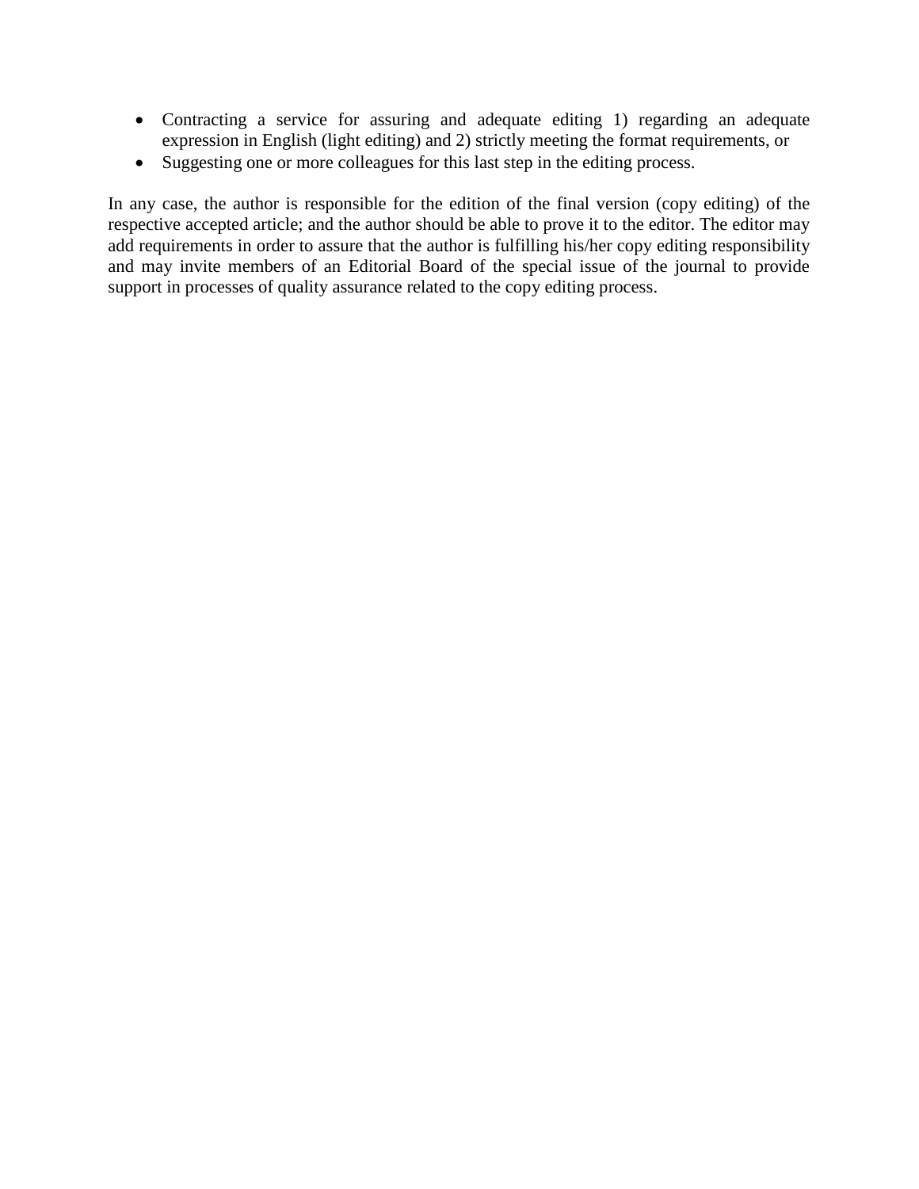- Contracting a service for assuring and adequate editing 1) regarding an adequate expression in English (light editing) and 2) strictly meeting the format requirements, or
- Suggesting one or more colleagues for this last step in the editing process.

In any case, the author is responsible for the edition of the final version (copy editing) of the respective accepted article; and the author should be able to prove it to the editor. The editor may add requirements in order to assure that the author is fulfilling his/her copy editing responsibility and may invite members of an Editorial Board of the special issue of the journal to provide support in processes of quality assurance related to the copy editing process.